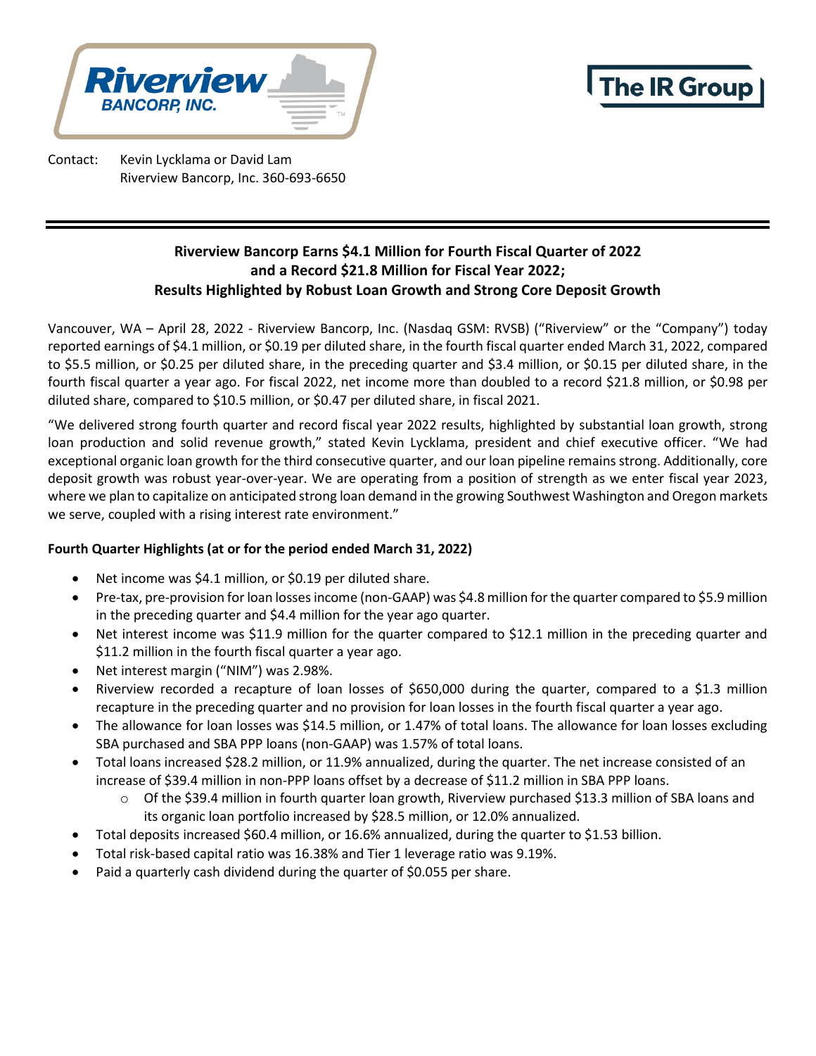Contact: Kevin Lycklama or David Lam
Riverview Bancorp, Inc. 360-693-6650

# Riverview Bancorp Earns $4.1 Million for Fourth Fiscal Quarter of 2022 and a Record $21.8 Million for Fiscal Year 2022; Results Highlighted by Robust Loan Growth and Strong Core Deposit Growth

Vancouver, WA – April 28, 2022 - Riverview Bancorp, Inc. (Nasdaq GSM: RVSB) ("Riverview" or the "Company") today reported earnings of $4.1 million, or $0.19 per diluted share, in the fourth fiscal quarter ended March 31, 2022, compared to $5.5 million, or $0.25 per diluted share, in the preceding quarter and $3.4 million, or $0.15 per diluted share, in the fourth fiscal quarter a year ago. For fiscal 2022, net income more than doubled to a record $21.8 million, or $0.98 per diluted share, compared to $10.5 million, or $0.47 per diluted share, in fiscal 2021.

"We delivered strong fourth quarter and record fiscal year 2022 results, highlighted by substantial loan growth, strong loan production and solid revenue growth," stated Kevin Lycklama, president and chief executive officer. "We had exceptional organic loan growth for the third consecutive quarter, and our loan pipeline remains strong. Additionally, core deposit growth was robust year-over-year. We are operating from a position of strength as we enter fiscal year 2023, where we plan to capitalize on anticipated strong loan demand in the growing Southwest Washington and Oregon markets we serve, coupled with a rising interest rate environment."

**Fourth Quarter Highlights (at or for the period ended March 31, 2022)**

- Net income was $4.1 million, or $0.19 per diluted share.
- Pre-tax, pre-provision for loan losses income (non-GAAP) was $4.8 million for the quarter compared to $5.9 million in the preceding quarter and $4.4 million for the year ago quarter.
- Net interest income was $11.9 million for the quarter compared to $12.1 million in the preceding quarter and $11.2 million in the fourth fiscal quarter a year ago.
- Net interest margin ("NIM") was 2.98%.
- Riverview recorded a recapture of loan losses of $650,000 during the quarter, compared to a $1.3 million recapture in the preceding quarter and no provision for loan losses in the fourth fiscal quarter a year ago.
- The allowance for loan losses was $14.5 million, or 1.47% of total loans. The allowance for loan losses excluding SBA purchased and SBA PPP loans (non-GAAP) was 1.57% of total loans.
- Total loans increased $28.2 million, or 11.9% annualized, during the quarter. The net increase consisted of an increase of $39.4 million in non-PPP loans offset by a decrease of $11.2 million in SBA PPP loans.
  - Of the $39.4 million in fourth quarter loan growth, Riverview purchased $13.3 million of SBA loans and its organic loan portfolio increased by $28.5 million, or 12.0% annualized.
- Total deposits increased $60.4 million, or 16.6% annualized, during the quarter to $1.53 billion.
- Total risk-based capital ratio was 16.38% and Tier 1 leverage ratio was 9.19%.
- Paid a quarterly cash dividend during the quarter of $0.055 per share.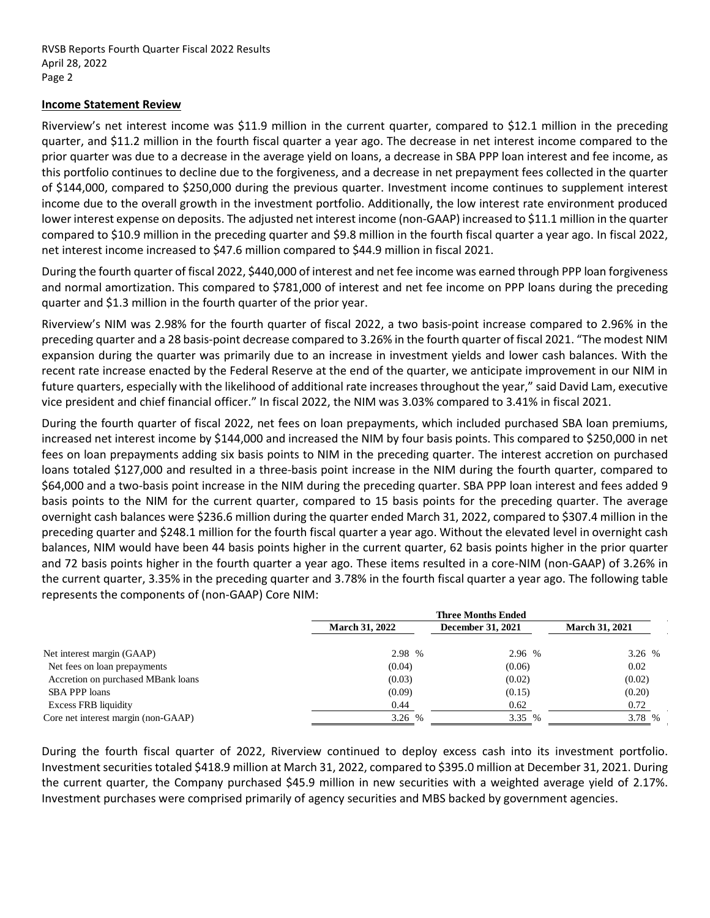## Income Statement Review

Riverview's net interest income was $11.9 million in the current quarter, compared to $12.1 million in the preceding quarter, and $11.2 million in the fourth fiscal quarter a year ago. The decrease in net interest income compared to the prior quarter was due to a decrease in the average yield on loans, a decrease in SBA PPP loan interest and fee income, as this portfolio continues to decline due to the forgiveness, and a decrease in net prepayment fees collected in the quarter of $144,000, compared to $250,000 during the previous quarter. Investment income continues to supplement interest income due to the overall growth in the investment portfolio. Additionally, the low interest rate environment produced lower interest expense on deposits. The adjusted net interest income (non-GAAP) increased to $11.1 million in the quarter compared to $10.9 million in the preceding quarter and $9.8 million in the fourth fiscal quarter a year ago. In fiscal 2022, net interest income increased to $47.6 million compared to $44.9 million in fiscal 2021.

During the fourth quarter of fiscal 2022, $440,000 of interest and net fee income was earned through PPP loan forgiveness and normal amortization. This compared to $781,000 of interest and net fee income on PPP loans during the preceding quarter and $1.3 million in the fourth quarter of the prior year.

Riverview's NIM was 2.98% for the fourth quarter of fiscal 2022, a two basis-point increase compared to 2.96% in the preceding quarter and a 28 basis-point decrease compared to 3.26% in the fourth quarter of fiscal 2021. "The modest NIM expansion during the quarter was primarily due to an increase in investment yields and lower cash balances. With the recent rate increase enacted by the Federal Reserve at the end of the quarter, we anticipate improvement in our NIM in future quarters, especially with the likelihood of additional rate increases throughout the year," said David Lam, executive vice president and chief financial officer." In fiscal 2022, the NIM was 3.03% compared to 3.41% in fiscal 2021.

During the fourth quarter of fiscal 2022, net fees on loan prepayments, which included purchased SBA loan premiums, increased net interest income by $144,000 and increased the NIM by four basis points. This compared to $250,000 in net fees on loan prepayments adding six basis points to NIM in the preceding quarter. The interest accretion on purchased loans totaled $127,000 and resulted in a three-basis point increase in the NIM during the fourth quarter, compared to $64,000 and a two-basis point increase in the NIM during the preceding quarter. SBA PPP loan interest and fees added 9 basis points to the NIM for the current quarter, compared to 15 basis points for the preceding quarter. The average overnight cash balances were $236.6 million during the quarter ended March 31, 2022, compared to $307.4 million in the preceding quarter and $248.1 million for the fourth fiscal quarter a year ago. Without the elevated level in overnight cash balances, NIM would have been 44 basis points higher in the current quarter, 62 basis points higher in the prior quarter and 72 basis points higher in the fourth quarter a year ago. These items resulted in a core-NIM (non-GAAP) of 3.26% in the current quarter, 3.35% in the preceding quarter and 3.78% in the fourth fiscal quarter a year ago. The following table represents the components of (non-GAAP) Core NIM:

| | Three Months Ended | | |
|---|---|---|---|
| | March 31, 2022 | December 31, 2021 | March 31, 2021 |
| Net interest margin (GAAP) | 2.98 % | 2.96 % | 3.26 % |
| Net fees on loan prepayments | (0.04) | (0.06) | 0.02 |
| Accretion on purchased MBank loans | (0.03) | (0.02) | (0.02) |
| SBA PPP loans | (0.09) | (0.15) | (0.20) |
| Excess FRB liquidity | 0.44 | 0.62 | 0.72 |
| Core net interest margin (non-GAAP) | 3.26 % | 3.35 % | 3.78 % |

During the fourth fiscal quarter of 2022, Riverview continued to deploy excess cash into its investment portfolio. Investment securities totaled $418.9 million at March 31, 2022, compared to $395.0 million at December 31, 2021. During the current quarter, the Company purchased $45.9 million in new securities with a weighted average yield of 2.17%. Investment purchases were comprised primarily of agency securities and MBS backed by government agencies.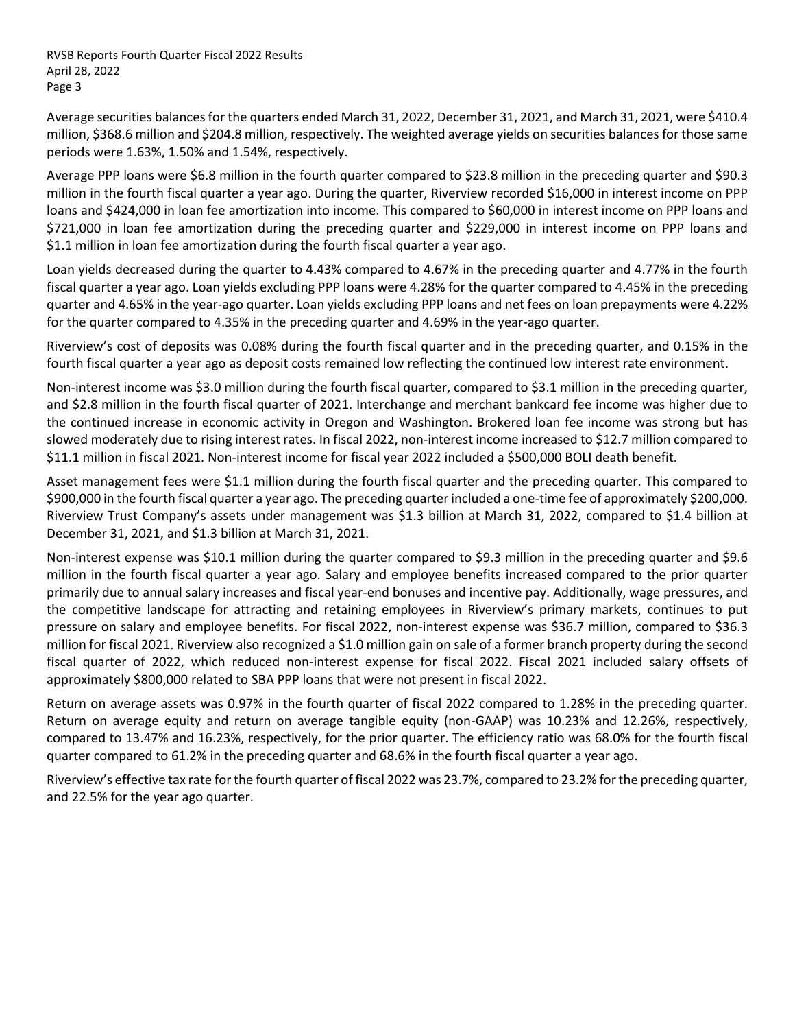Average securities balances for the quarters ended March 31, 2022, December 31, 2021, and March 31, 2021, were $410.4 million, $368.6 million and $204.8 million, respectively. The weighted average yields on securities balances for those same periods were 1.63%, 1.50% and 1.54%, respectively.

Average PPP loans were $6.8 million in the fourth quarter compared to $23.8 million in the preceding quarter and $90.3 million in the fourth fiscal quarter a year ago. During the quarter, Riverview recorded $16,000 in interest income on PPP loans and $424,000 in loan fee amortization into income. This compared to $60,000 in interest income on PPP loans and $721,000 in loan fee amortization during the preceding quarter and $229,000 in interest income on PPP loans and $1.1 million in loan fee amortization during the fourth fiscal quarter a year ago.

Loan yields decreased during the quarter to 4.43% compared to 4.67% in the preceding quarter and 4.77% in the fourth fiscal quarter a year ago. Loan yields excluding PPP loans were 4.28% for the quarter compared to 4.45% in the preceding quarter and 4.65% in the year-ago quarter. Loan yields excluding PPP loans and net fees on loan prepayments were 4.22% for the quarter compared to 4.35% in the preceding quarter and 4.69% in the year-ago quarter.

Riverview's cost of deposits was 0.08% during the fourth fiscal quarter and in the preceding quarter, and 0.15% in the fourth fiscal quarter a year ago as deposit costs remained low reflecting the continued low interest rate environment.

Non-interest income was $3.0 million during the fourth fiscal quarter, compared to $3.1 million in the preceding quarter, and $2.8 million in the fourth fiscal quarter of 2021. Interchange and merchant bankcard fee income was higher due to the continued increase in economic activity in Oregon and Washington. Brokered loan fee income was strong but has slowed moderately due to rising interest rates. In fiscal 2022, non-interest income increased to $12.7 million compared to $11.1 million in fiscal 2021. Non-interest income for fiscal year 2022 included a $500,000 BOLI death benefit.

Asset management fees were $1.1 million during the fourth fiscal quarter and the preceding quarter. This compared to $900,000 in the fourth fiscal quarter a year ago. The preceding quarter included a one-time fee of approximately $200,000. Riverview Trust Company's assets under management was $1.3 billion at March 31, 2022, compared to $1.4 billion at December 31, 2021, and $1.3 billion at March 31, 2021.

Non-interest expense was $10.1 million during the quarter compared to $9.3 million in the preceding quarter and $9.6 million in the fourth fiscal quarter a year ago. Salary and employee benefits increased compared to the prior quarter primarily due to annual salary increases and fiscal year-end bonuses and incentive pay. Additionally, wage pressures, and the competitive landscape for attracting and retaining employees in Riverview's primary markets, continues to put pressure on salary and employee benefits. For fiscal 2022, non-interest expense was $36.7 million, compared to $36.3 million for fiscal 2021. Riverview also recognized a $1.0 million gain on sale of a former branch property during the second fiscal quarter of 2022, which reduced non-interest expense for fiscal 2022. Fiscal 2021 included salary offsets of approximately $800,000 related to SBA PPP loans that were not present in fiscal 2022.

Return on average assets was 0.97% in the fourth quarter of fiscal 2022 compared to 1.28% in the preceding quarter. Return on average equity and return on average tangible equity (non-GAAP) was 10.23% and 12.26%, respectively, compared to 13.47% and 16.23%, respectively, for the prior quarter. The efficiency ratio was 68.0% for the fourth fiscal quarter compared to 61.2% in the preceding quarter and 68.6% in the fourth fiscal quarter a year ago.

Riverview's effective tax rate for the fourth quarter of fiscal 2022 was 23.7%, compared to 23.2% for the preceding quarter, and 22.5% for the year ago quarter.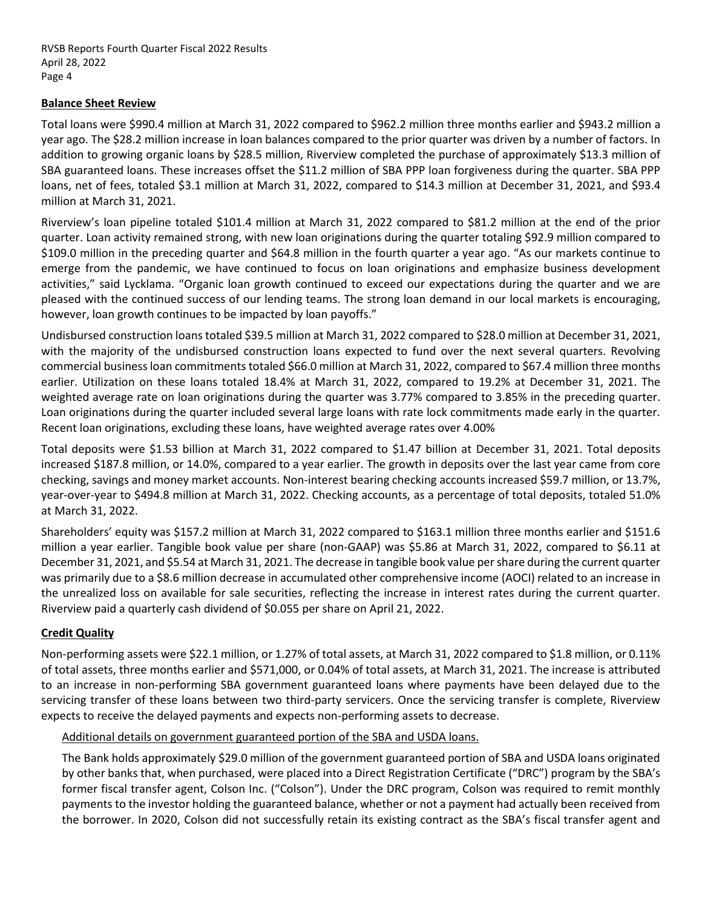**Balance Sheet Review**

Total loans were $990.4 million at March 31, 2022 compared to $962.2 million three months earlier and $943.2 million a year ago. The $28.2 million increase in loan balances compared to the prior quarter was driven by a number of factors. In addition to growing organic loans by $28.5 million, Riverview completed the purchase of approximately $13.3 million of SBA guaranteed loans. These increases offset the $11.2 million of SBA PPP loan forgiveness during the quarter. SBA PPP loans, net of fees, totaled $3.1 million at March 31, 2022, compared to $14.3 million at December 31, 2021, and $93.4 million at March 31, 2021.

Riverview's loan pipeline totaled $101.4 million at March 31, 2022 compared to $81.2 million at the end of the prior quarter. Loan activity remained strong, with new loan originations during the quarter totaling $92.9 million compared to $109.0 million in the preceding quarter and $64.8 million in the fourth quarter a year ago. "As our markets continue to emerge from the pandemic, we have continued to focus on loan originations and emphasize business development activities," said Lycklama. "Organic loan growth continued to exceed our expectations during the quarter and we are pleased with the continued success of our lending teams. The strong loan demand in our local markets is encouraging, however, loan growth continues to be impacted by loan payoffs."

Undisbursed construction loans totaled $39.5 million at March 31, 2022 compared to $28.0 million at December 31, 2021, with the majority of the undisbursed construction loans expected to fund over the next several quarters. Revolving commercial business loan commitments totaled $66.0 million at March 31, 2022, compared to $67.4 million three months earlier. Utilization on these loans totaled 18.4% at March 31, 2022, compared to 19.2% at December 31, 2021. The weighted average rate on loan originations during the quarter was 3.77% compared to 3.85% in the preceding quarter. Loan originations during the quarter included several large loans with rate lock commitments made early in the quarter. Recent loan originations, excluding these loans, have weighted average rates over 4.00%

Total deposits were $1.53 billion at March 31, 2022 compared to $1.47 billion at December 31, 2021. Total deposits increased $187.8 million, or 14.0%, compared to a year earlier. The growth in deposits over the last year came from core checking, savings and money market accounts. Non-interest bearing checking accounts increased $59.7 million, or 13.7%, year-over-year to $494.8 million at March 31, 2022. Checking accounts, as a percentage of total deposits, totaled 51.0% at March 31, 2022.

Shareholders' equity was $157.2 million at March 31, 2022 compared to $163.1 million three months earlier and $151.6 million a year earlier. Tangible book value per share (non-GAAP) was $5.86 at March 31, 2022, compared to $6.11 at December 31, 2021, and $5.54 at March 31, 2021. The decrease in tangible book value per share during the current quarter was primarily due to a $8.6 million decrease in accumulated other comprehensive income (AOCI) related to an increase in the unrealized loss on available for sale securities, reflecting the increase in interest rates during the current quarter. Riverview paid a quarterly cash dividend of $0.055 per share on April 21, 2022.

**Credit Quality**

Non-performing assets were $22.1 million, or 1.27% of total assets, at March 31, 2022 compared to $1.8 million, or 0.11% of total assets, three months earlier and $571,000, or 0.04% of total assets, at March 31, 2021. The increase is attributed to an increase in non-performing SBA government guaranteed loans where payments have been delayed due to the servicing transfer of these loans between two third-party servicers. Once the servicing transfer is complete, Riverview expects to receive the delayed payments and expects non-performing assets to decrease.

Additional details on government guaranteed portion of the SBA and USDA loans.

The Bank holds approximately $29.0 million of the government guaranteed portion of SBA and USDA loans originated by other banks that, when purchased, were placed into a Direct Registration Certificate ("DRC") program by the SBA's former fiscal transfer agent, Colson Inc. ("Colson"). Under the DRC program, Colson was required to remit monthly payments to the investor holding the guaranteed balance, whether or not a payment had actually been received from the borrower. In 2020, Colson did not successfully retain its existing contract as the SBA's fiscal transfer agent and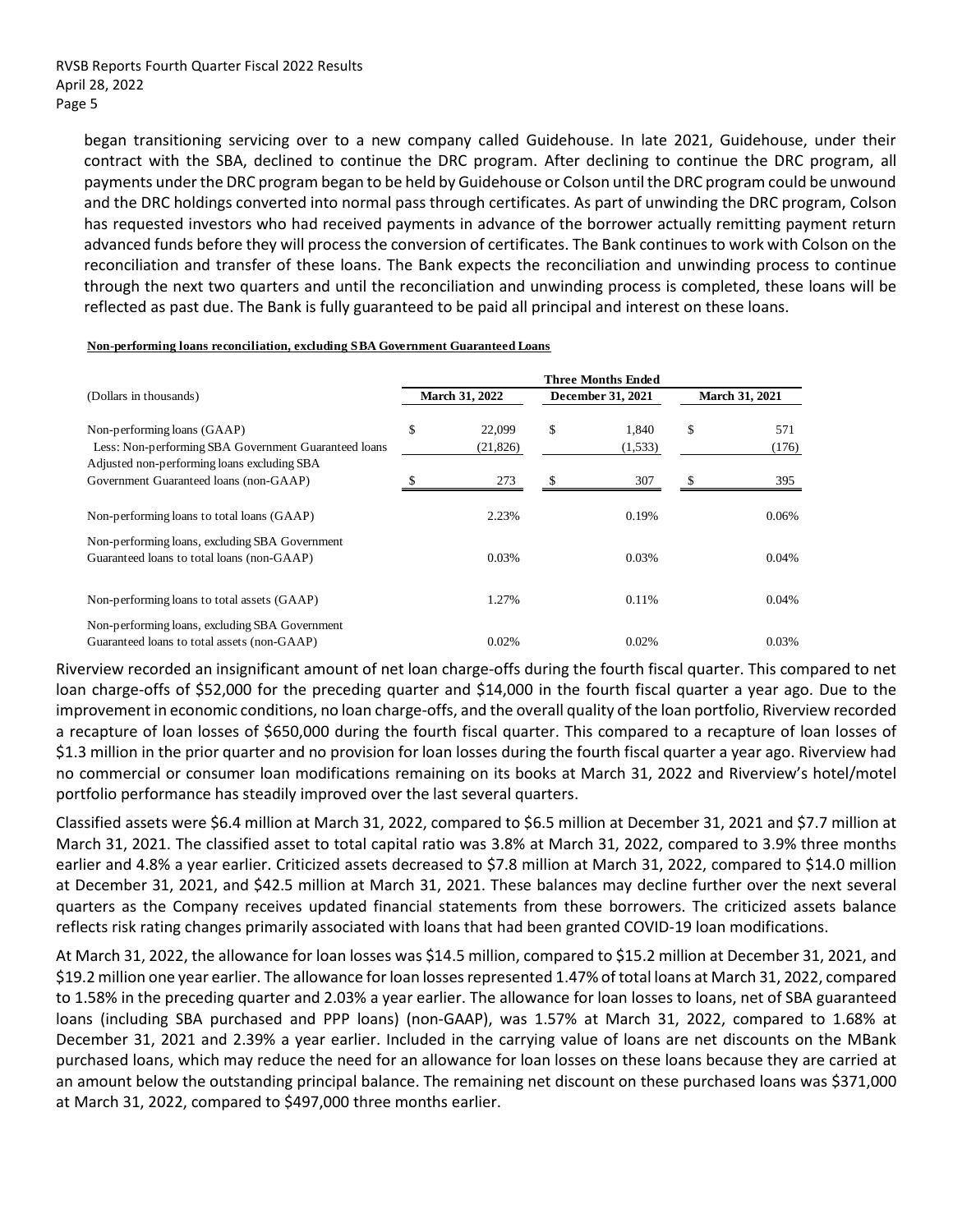began transitioning servicing over to a new company called Guidehouse. In late 2021, Guidehouse, under their contract with the SBA, declined to continue the DRC program. After declining to continue the DRC program, all payments under the DRC program began to be held by Guidehouse or Colson until the DRC program could be unwound and the DRC holdings converted into normal pass through certificates. As part of unwinding the DRC program, Colson has requested investors who had received payments in advance of the borrower actually remitting payment return advanced funds before they will process the conversion of certificates. The Bank continues to work with Colson on the reconciliation and transfer of these loans. The Bank expects the reconciliation and unwinding process to continue through the next two quarters and until the reconciliation and unwinding process is completed, these loans will be reflected as past due. The Bank is fully guaranteed to be paid all principal and interest on these loans.

**Non-performing loans reconciliation, excluding SBA Government Guaranteed Loans**

| (Dollars in thousands) | Three Months Ended | | |
|---|---|---|---|
| | March 31, 2022 | December 31, 2021 | March 31, 2021 |
| Non-performing loans (GAAP) | $ 22,099 | $ 1,840 | $ 571 |
| Less: Non-performing SBA Government Guaranteed loans | (21,826) | (1,533) | (176) |
| Adjusted non-performing loans excluding SBA Government Guaranteed loans (non-GAAP) | $ 273 | $ 307 | $ 395 |
| Non-performing loans to total loans (GAAP) | 2.23% | 0.19% | 0.06% |
| Non-performing loans, excluding SBA Government Guaranteed loans to total loans (non-GAAP) | 0.03% | 0.03% | 0.04% |
| Non-performing loans to total assets (GAAP) | 1.27% | 0.11% | 0.04% |
| Non-performing loans, excluding SBA Government Guaranteed loans to total assets (non-GAAP) | 0.02% | 0.02% | 0.03% |

Riverview recorded an insignificant amount of net loan charge-offs during the fourth fiscal quarter. This compared to net loan charge-offs of $52,000 for the preceding quarter and $14,000 in the fourth fiscal quarter a year ago. Due to the improvement in economic conditions, no loan charge-offs, and the overall quality of the loan portfolio, Riverview recorded a recapture of loan losses of $650,000 during the fourth fiscal quarter. This compared to a recapture of loan losses of $1.3 million in the prior quarter and no provision for loan losses during the fourth fiscal quarter a year ago. Riverview had no commercial or consumer loan modifications remaining on its books at March 31, 2022 and Riverview's hotel/motel portfolio performance has steadily improved over the last several quarters.

Classified assets were $6.4 million at March 31, 2022, compared to $6.5 million at December 31, 2021 and $7.7 million at March 31, 2021. The classified asset to total capital ratio was 3.8% at March 31, 2022, compared to 3.9% three months earlier and 4.8% a year earlier. Criticized assets decreased to $7.8 million at March 31, 2022, compared to $14.0 million at December 31, 2021, and $42.5 million at March 31, 2021. These balances may decline further over the next several quarters as the Company receives updated financial statements from these borrowers. The criticized assets balance reflects risk rating changes primarily associated with loans that had been granted COVID-19 loan modifications.

At March 31, 2022, the allowance for loan losses was $14.5 million, compared to $15.2 million at December 31, 2021, and $19.2 million one year earlier. The allowance for loan losses represented 1.47% of total loans at March 31, 2022, compared to 1.58% in the preceding quarter and 2.03% a year earlier. The allowance for loan losses to loans, net of SBA guaranteed loans (including SBA purchased and PPP loans) (non-GAAP), was 1.57% at March 31, 2022, compared to 1.68% at December 31, 2021 and 2.39% a year earlier. Included in the carrying value of loans are net discounts on the MBank purchased loans, which may reduce the need for an allowance for loan losses on these loans because they are carried at an amount below the outstanding principal balance. The remaining net discount on these purchased loans was $371,000 at March 31, 2022, compared to $497,000 three months earlier.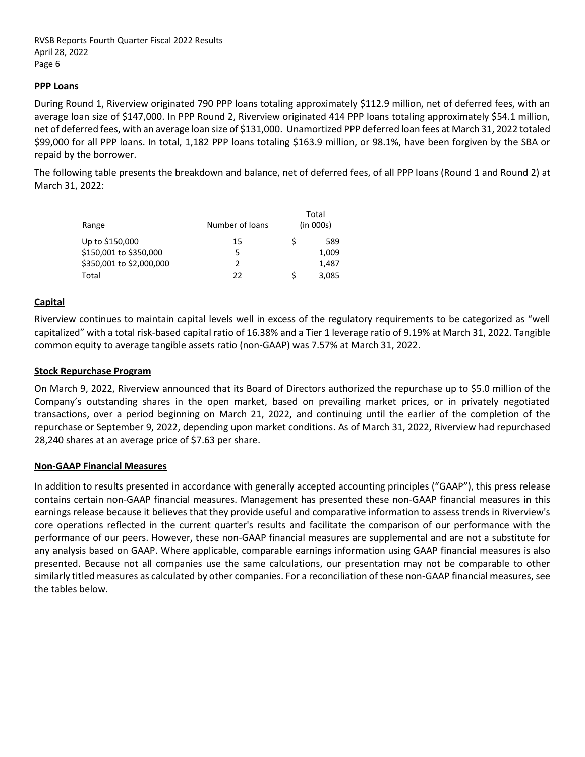**PPP Loans**

During Round 1, Riverview originated 790 PPP loans totaling approximately $112.9 million, net of deferred fees, with an average loan size of $147,000. In PPP Round 2, Riverview originated 414 PPP loans totaling approximately $54.1 million, net of deferred fees, with an average loan size of $131,000. Unamortized PPP deferred loan fees at March 31, 2022 totaled $99,000 for all PPP loans. In total, 1,182 PPP loans totaling $163.9 million, or 98.1%, have been forgiven by the SBA or repaid by the borrower.

The following table presents the breakdown and balance, net of deferred fees, of all PPP loans (Round 1 and Round 2) at March 31, 2022:

| Range | Number of loans | Total (in 000s) |
|---|---|---|
| Up to $150,000 | 15 | $ 589 |
| $150,001 to $350,000 | 5 | 1,009 |
| $350,001 to $2,000,000 | 2 | 1,487 |
| Total | 22 | $ 3,085 |

**Capital**

Riverview continues to maintain capital levels well in excess of the regulatory requirements to be categorized as "well capitalized" with a total risk-based capital ratio of 16.38% and a Tier 1 leverage ratio of 9.19% at March 31, 2022. Tangible common equity to average tangible assets ratio (non-GAAP) was 7.57% at March 31, 2022.

**Stock Repurchase Program**

On March 9, 2022, Riverview announced that its Board of Directors authorized the repurchase up to $5.0 million of the Company's outstanding shares in the open market, based on prevailing market prices, or in privately negotiated transactions, over a period beginning on March 21, 2022, and continuing until the earlier of the completion of the repurchase or September 9, 2022, depending upon market conditions. As of March 31, 2022, Riverview had repurchased 28,240 shares at an average price of $7.63 per share.

**Non-GAAP Financial Measures**

In addition to results presented in accordance with generally accepted accounting principles ("GAAP"), this press release contains certain non-GAAP financial measures. Management has presented these non-GAAP financial measures in this earnings release because it believes that they provide useful and comparative information to assess trends in Riverview's core operations reflected in the current quarter's results and facilitate the comparison of our performance with the performance of our peers. However, these non-GAAP financial measures are supplemental and are not a substitute for any analysis based on GAAP. Where applicable, comparable earnings information using GAAP financial measures is also presented. Because not all companies use the same calculations, our presentation may not be comparable to other similarly titled measures as calculated by other companies. For a reconciliation of these non-GAAP financial measures, see the tables below.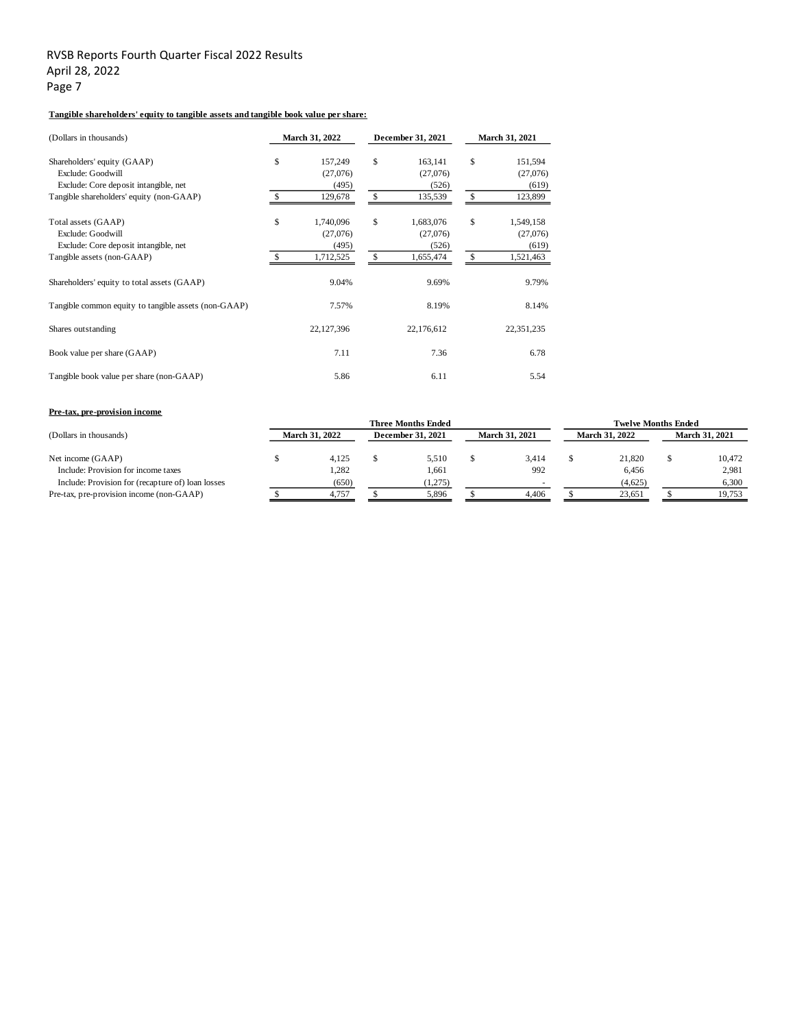**Tangible shareholders' equity to tangible assets and tangible book value per share:**

| (Dollars in thousands) | March 31, 2022 | December 31, 2021 | March 31, 2021 |
|---|---|---|---|
| Shareholders' equity (GAAP) | $ 157,249 | $ 163,141 | $ 151,594 |
| Exclude: Goodwill | (27,076) | (27,076) | (27,076) |
| Exclude: Core deposit intangible, net | (495) | (526) | (619) |
| Tangible shareholders' equity (non-GAAP) | $ 129,678 | $ 135,539 | $ 123,899 |
| | | | |
| Total assets (GAAP) | $ 1,740,096 | $ 1,683,076 | $ 1,549,158 |
| Exclude: Goodwill | (27,076) | (27,076) | (27,076) |
| Exclude: Core deposit intangible, net | (495) | (526) | (619) |
| Tangible assets (non-GAAP) | $ 1,712,525 | $ 1,655,474 | $ 1,521,463 |
| | | | |
| Shareholders' equity to total assets (GAAP) | 9.04% | 9.69% | 9.79% |
| | | | |
| Tangible common equity to tangible assets (non-GAAP) | 7.57% | 8.19% | 8.14% |
| | | | |
| Shares outstanding | 22,127,396 | 22,176,612 | 22,351,235 |
| | | | |
| Book value per share (GAAP) | 7.11 | 7.36 | 6.78 |
| | | | |
| Tangible book value per share (non-GAAP) | 5.86 | 6.11 | 5.54 |

**Pre-tax, pre-provision income**

| | Three Months Ended | | | Twelve Months Ended | |
|---|---|---|---|---|---|
| (Dollars in thousands) | March 31, 2022 | December 31, 2021 | March 31, 2021 | March 31, 2022 | March 31, 2021 |
| Net income (GAAP) | $ 4,125 | $ 5,510 | $ 3,414 | $ 21,820 | $ 10,472 |
| Include: Provision for income taxes | 1,282 | 1,661 | 992 | 6,456 | 2,981 |
| Include: Provision for (recapture of) loan losses | (650) | (1,275) | - | (4,625) | 6,300 |
| Pre-tax, pre-provision income (non-GAAP) | $ 4,757 | $ 5,896 | $ 4,406 | $ 23,651 | $ 19,753 |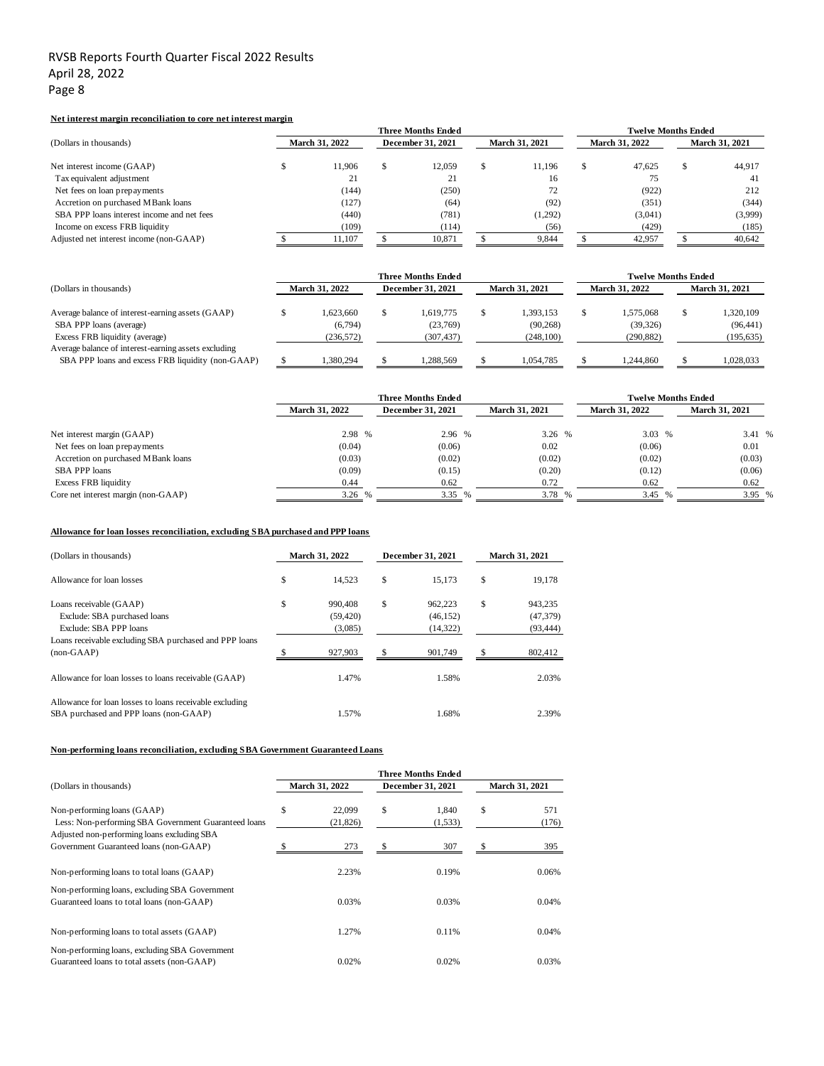**Net interest margin reconciliation to core net interest margin**

| (Dollars in thousands) | Three Months Ended March 31, 2022 | Three Months Ended December 31, 2021 | Three Months Ended March 31, 2021 | Twelve Months Ended March 31, 2022 | Twelve Months Ended March 31, 2021 |
|---|---|---|---|---|---|
| Net interest income (GAAP) | $ 11,906 | $ 12,059 | $ 11,196 | $ 47,625 | $ 44,917 |
| Tax equivalent adjustment | 21 | 21 | 16 | 75 | 41 |
| Net fees on loan prepayments | (144) | (250) | 72 | (922) | 212 |
| Accretion on purchased MBank loans | (127) | (64) | (92) | (351) | (344) |
| SBA PPP loans interest income and net fees | (440) | (781) | (1,292) | (3,041) | (3,999) |
| Income on excess FRB liquidity | (109) | (114) | (56) | (429) | (185) |
| Adjusted net interest income (non-GAAP) | $ 11,107 | $ 10,871 | $ 9,844 | $ 42,957 | $ 40,642 |

| (Dollars in thousands) | Three Months Ended March 31, 2022 | Three Months Ended December 31, 2021 | Three Months Ended March 31, 2021 | Twelve Months Ended March 31, 2022 | Twelve Months Ended March 31, 2021 |
|---|---|---|---|---|---|
| Average balance of interest-earning assets (GAAP) | $ 1,623,660 | $ 1,619,775 | $ 1,393,153 | $ 1,575,068 | $ 1,320,109 |
| SBA PPP loans (average) | (6,794) | (23,769) | (90,268) | (39,326) | (96,441) |
| Excess FRB liquidity (average) | (236,572) | (307,437) | (248,100) | (290,882) | (195,635) |
| Average balance of interest-earning assets excluding SBA PPP loans and excess FRB liquidity (non-GAAP) | $ 1,380,294 | $ 1,288,569 | $ 1,054,785 | $ 1,244,860 | $ 1,028,033 |

| | Three Months Ended March 31, 2022 | Three Months Ended December 31, 2021 | Three Months Ended March 31, 2021 | Twelve Months Ended March 31, 2022 | Twelve Months Ended March 31, 2021 |
|---|---|---|---|---|---|
| Net interest margin (GAAP) | 2.98 % | 2.96 % | 3.26 % | 3.03 % | 3.41 % |
| Net fees on loan prepayments | (0.04) | (0.06) | 0.02 | (0.06) | 0.01 |
| Accretion on purchased MBank loans | (0.03) | (0.02) | (0.02) | (0.02) | (0.03) |
| SBA PPP loans | (0.09) | (0.15) | (0.20) | (0.12) | (0.06) |
| Excess FRB liquidity | 0.44 | 0.62 | 0.72 | 0.62 | 0.62 |
| Core net interest margin (non-GAAP) | 3.26 % | 3.35 % | 3.78 % | 3.45 % | 3.95 % |

**Allowance for loan losses reconciliation, excluding SBA purchased and PPP loans**

| (Dollars in thousands) | March 31, 2022 | December 31, 2021 | March 31, 2021 |
|---|---|---|---|
| Allowance for loan losses | $ 14,523 | $ 15,173 | $ 19,178 |
| Loans receivable (GAAP) | $ 990,408 | $ 962,223 | $ 943,235 |
| Exclude: SBA purchased loans | (59,420) | (46,152) | (47,379) |
| Exclude: SBA PPP loans | (3,085) | (14,322) | (93,444) |
| Loans receivable excluding SBA purchased and PPP loans (non-GAAP) | $ 927,903 | $ 901,749 | $ 802,412 |
| Allowance for loan losses to loans receivable (GAAP) | 1.47% | 1.58% | 2.03% |
| Allowance for loan losses to loans receivable excluding SBA purchased and PPP loans (non-GAAP) | 1.57% | 1.68% | 2.39% |

**Non-performing loans reconciliation, excluding SBA Government Guaranteed Loans**

| (Dollars in thousands) | Three Months Ended March 31, 2022 | Three Months Ended December 31, 2021 | Three Months Ended March 31, 2021 |
|---|---|---|---|
| Non-performing loans (GAAP) | $ 22,099 | $ 1,840 | $ 571 |
| Less: Non-performing SBA Government Guaranteed loans | (21,826) | (1,533) | (176) |
| Adjusted non-performing loans excluding SBA Government Guaranteed loans (non-GAAP) | $ 273 | $ 307 | $ 395 |
| Non-performing loans to total loans (GAAP) | 2.23% | 0.19% | 0.06% |
| Non-performing loans, excluding SBA Government Guaranteed loans to total loans (non-GAAP) | 0.03% | 0.03% | 0.04% |
| Non-performing loans to total assets (GAAP) | 1.27% | 0.11% | 0.04% |
| Non-performing loans, excluding SBA Government Guaranteed loans to total assets (non-GAAP) | 0.02% | 0.02% | 0.03% |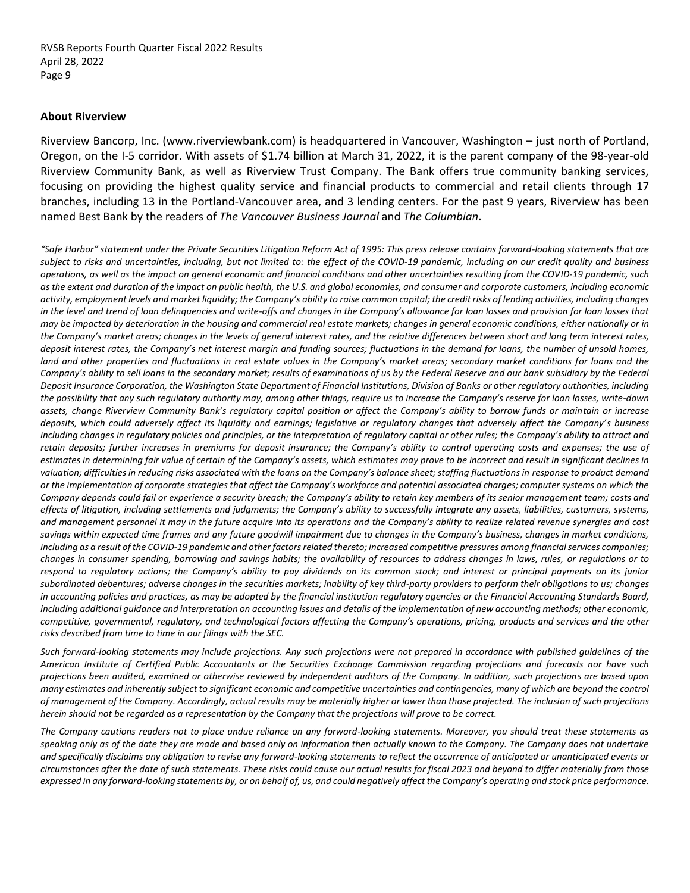**About Riverview**

Riverview Bancorp, Inc. (www.riverviewbank.com) is headquartered in Vancouver, Washington – just north of Portland, Oregon, on the I-5 corridor. With assets of $1.74 billion at March 31, 2022, it is the parent company of the 98-year-old Riverview Community Bank, as well as Riverview Trust Company. The Bank offers true community banking services, focusing on providing the highest quality service and financial products to commercial and retail clients through 17 branches, including 13 in the Portland-Vancouver area, and 3 lending centers. For the past 9 years, Riverview has been named Best Bank by the readers of *The Vancouver Business Journal* and *The Columbian*.

*"Safe Harbor" statement under the Private Securities Litigation Reform Act of 1995: This press release contains forward-looking statements that are subject to risks and uncertainties, including, but not limited to: the effect of the COVID-19 pandemic, including on our credit quality and business operations, as well as the impact on general economic and financial conditions and other uncertainties resulting from the COVID-19 pandemic, such as the extent and duration of the impact on public health, the U.S. and global economies, and consumer and corporate customers, including economic activity, employment levels and market liquidity; the Company's ability to raise common capital; the credit risks of lending activities, including changes in the level and trend of loan delinquencies and write-offs and changes in the Company's allowance for loan losses and provision for loan losses that may be impacted by deterioration in the housing and commercial real estate markets; changes in general economic conditions, either nationally or in the Company's market areas; changes in the levels of general interest rates, and the relative differences between short and long term interest rates, deposit interest rates, the Company's net interest margin and funding sources; fluctuations in the demand for loans, the number of unsold homes, land and other properties and fluctuations in real estate values in the Company's market areas; secondary market conditions for loans and the Company's ability to sell loans in the secondary market; results of examinations of us by the Federal Reserve and our bank subsidiary by the Federal Deposit Insurance Corporation, the Washington State Department of Financial Institutions, Division of Banks or other regulatory authorities, including the possibility that any such regulatory authority may, among other things, require us to increase the Company's reserve for loan losses, write-down assets, change Riverview Community Bank's regulatory capital position or affect the Company's ability to borrow funds or maintain or increase deposits, which could adversely affect its liquidity and earnings; legislative or regulatory changes that adversely affect the Company's business including changes in regulatory policies and principles, or the interpretation of regulatory capital or other rules; the Company's ability to attract and retain deposits; further increases in premiums for deposit insurance; the Company's ability to control operating costs and expenses; the use of estimates in determining fair value of certain of the Company's assets, which estimates may prove to be incorrect and result in significant declines in valuation; difficulties in reducing risks associated with the loans on the Company's balance sheet; staffing fluctuations in response to product demand or the implementation of corporate strategies that affect the Company's workforce and potential associated charges; computer systems on which the Company depends could fail or experience a security breach; the Company's ability to retain key members of its senior management team; costs and effects of litigation, including settlements and judgments; the Company's ability to successfully integrate any assets, liabilities, customers, systems, and management personnel it may in the future acquire into its operations and the Company's ability to realize related revenue synergies and cost savings within expected time frames and any future goodwill impairment due to changes in the Company's business, changes in market conditions, including as a result of the COVID-19 pandemic and other factors related thereto; increased competitive pressures among financial services companies; changes in consumer spending, borrowing and savings habits; the availability of resources to address changes in laws, rules, or regulations or to respond to regulatory actions; the Company's ability to pay dividends on its common stock; and interest or principal payments on its junior subordinated debentures; adverse changes in the securities markets; inability of key third-party providers to perform their obligations to us; changes in accounting policies and practices, as may be adopted by the financial institution regulatory agencies or the Financial Accounting Standards Board, including additional guidance and interpretation on accounting issues and details of the implementation of new accounting methods; other economic, competitive, governmental, regulatory, and technological factors affecting the Company's operations, pricing, products and services and the other risks described from time to time in our filings with the SEC.*

*Such forward-looking statements may include projections. Any such projections were not prepared in accordance with published guidelines of the American Institute of Certified Public Accountants or the Securities Exchange Commission regarding projections and forecasts nor have such projections been audited, examined or otherwise reviewed by independent auditors of the Company. In addition, such projections are based upon many estimates and inherently subject to significant economic and competitive uncertainties and contingencies, many of which are beyond the control of management of the Company. Accordingly, actual results may be materially higher or lower than those projected. The inclusion of such projections herein should not be regarded as a representation by the Company that the projections will prove to be correct.*

*The Company cautions readers not to place undue reliance on any forward-looking statements. Moreover, you should treat these statements as speaking only as of the date they are made and based only on information then actually known to the Company. The Company does not undertake and specifically disclaims any obligation to revise any forward-looking statements to reflect the occurrence of anticipated or unanticipated events or circumstances after the date of such statements. These risks could cause our actual results for fiscal 2023 and beyond to differ materially from those expressed in any forward-looking statements by, or on behalf of, us, and could negatively affect the Company's operating and stock price performance.*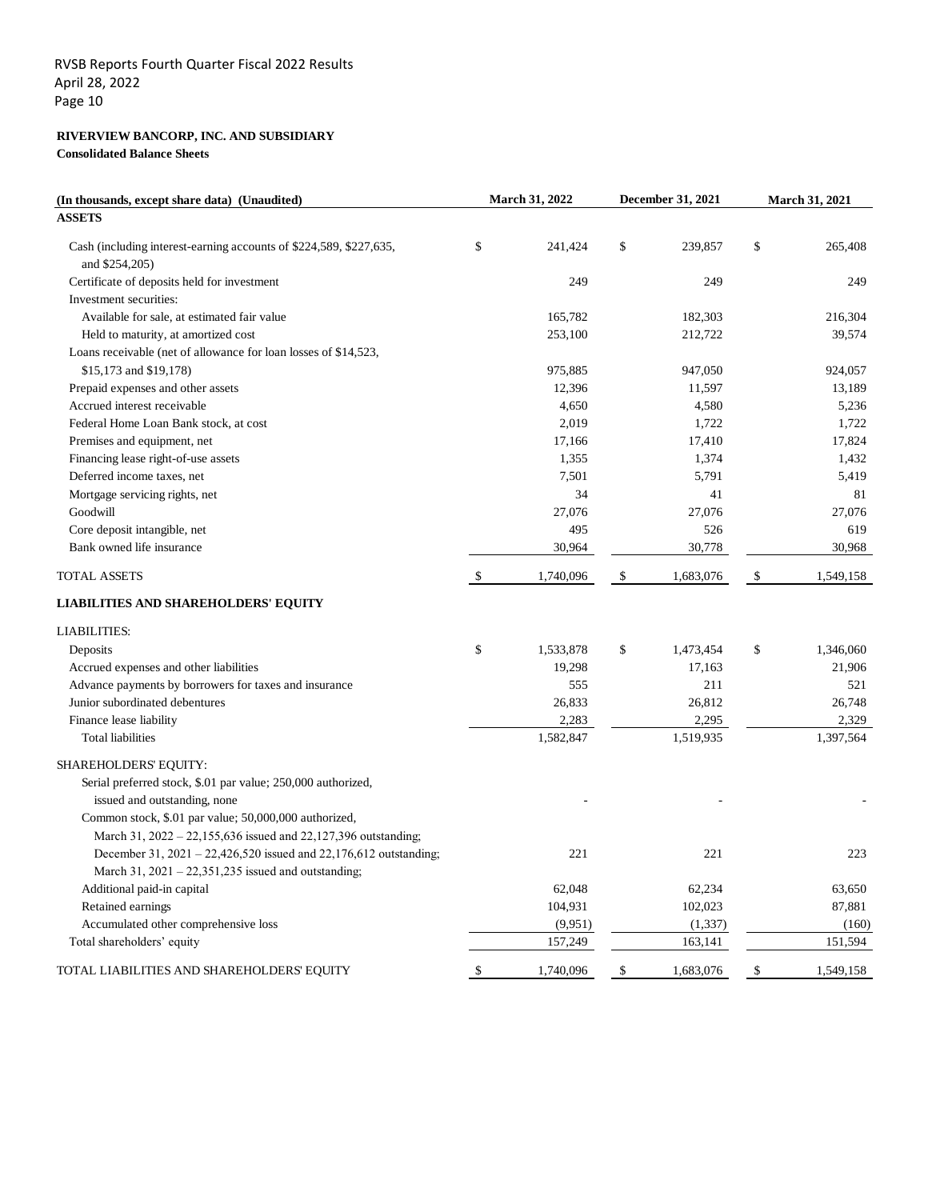RVSB Reports Fourth Quarter Fiscal 2022 Results
April 28, 2022

**RIVERVIEW BANCORP, INC. AND SUBSIDIARY**
**Consolidated Balance Sheets**

| (In thousands, except share data) (Unaudited) | March 31, 2022 | December 31, 2021 | March 31, 2021 |
|---|---|---|---|
| **ASSETS** | | | |
| Cash (including interest-earning accounts of $224,589, $227,635, and $254,205) | $ 241,424 | $ 239,857 | $ 265,408 |
| Certificate of deposits held for investment | 249 | 249 | 249 |
| Investment securities: | | | |
| Available for sale, at estimated fair value | 165,782 | 182,303 | 216,304 |
| Held to maturity, at amortized cost | 253,100 | 212,722 | 39,574 |
| Loans receivable (net of allowance for loan losses of $14,523, $15,173 and $19,178) | 975,885 | 947,050 | 924,057 |
| Prepaid expenses and other assets | 12,396 | 11,597 | 13,189 |
| Accrued interest receivable | 4,650 | 4,580 | 5,236 |
| Federal Home Loan Bank stock, at cost | 2,019 | 1,722 | 1,722 |
| Premises and equipment, net | 17,166 | 17,410 | 17,824 |
| Financing lease right-of-use assets | 1,355 | 1,374 | 1,432 |
| Deferred income taxes, net | 7,501 | 5,791 | 5,419 |
| Mortgage servicing rights, net | 34 | 41 | 81 |
| Goodwill | 27,076 | 27,076 | 27,076 |
| Core deposit intangible, net | 495 | 526 | 619 |
| Bank owned life insurance | 30,964 | 30,778 | 30,968 |
| TOTAL ASSETS | $ 1,740,096 | $ 1,683,076 | $ 1,549,158 |
| **LIABILITIES AND SHAREHOLDERS' EQUITY** | | | |
| LIABILITIES: | | | |
| Deposits | $ 1,533,878 | $ 1,473,454 | $ 1,346,060 |
| Accrued expenses and other liabilities | 19,298 | 17,163 | 21,906 |
| Advance payments by borrowers for taxes and insurance | 555 | 211 | 521 |
| Junior subordinated debentures | 26,833 | 26,812 | 26,748 |
| Finance lease liability | 2,283 | 2,295 | 2,329 |
| Total liabilities | 1,582,847 | 1,519,935 | 1,397,564 |
| SHAREHOLDERS' EQUITY: | | | |
| Serial preferred stock, $.01 par value; 250,000 authorized, issued and outstanding, none | - | - | - |
| Common stock, $.01 par value; 50,000,000 authorized, March 31, 2022 – 22,155,636 issued and 22,127,396 outstanding; December 31, 2021 – 22,426,520 issued and 22,176,612 outstanding; March 31, 2021 – 22,351,235 issued and outstanding; | 221 | 221 | 223 |
| Additional paid-in capital | 62,048 | 62,234 | 63,650 |
| Retained earnings | 104,931 | 102,023 | 87,881 |
| Accumulated other comprehensive loss | (9,951) | (1,337) | (160) |
| Total shareholders' equity | 157,249 | 163,141 | 151,594 |
| TOTAL LIABILITIES AND SHAREHOLDERS' EQUITY | $ 1,740,096 | $ 1,683,076 | $ 1,549,158 |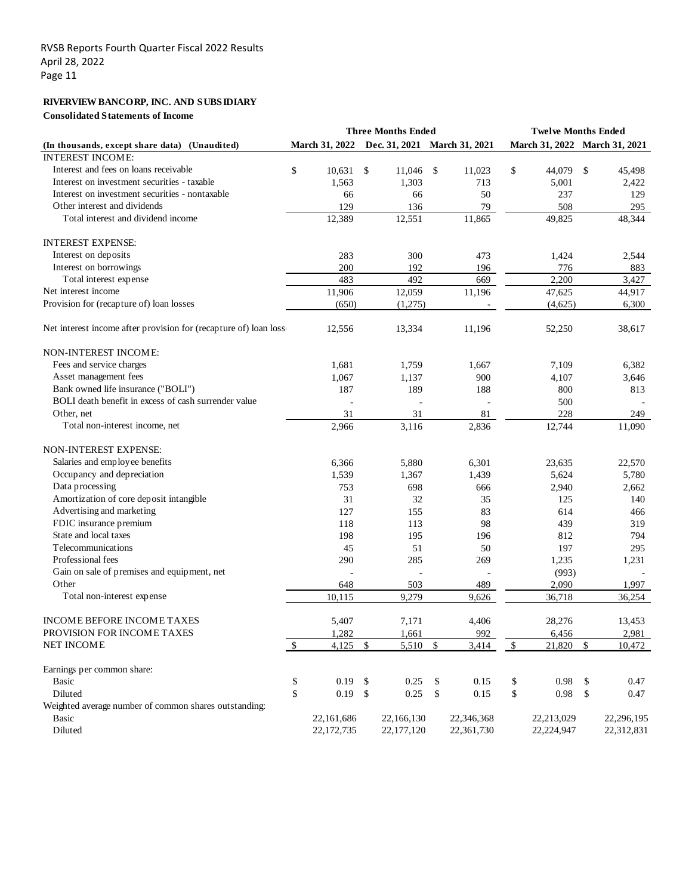RVSB Reports Fourth Quarter Fiscal 2022 Results
April 28, 2022

**RIVERVIEW BANCORP, INC. AND SUBSIDIARY**

**Consolidated Statements of Income**

| (In thousands, except share data) (Unaudited) | Three Months Ended | | | Twelve Months Ended | |
|---|---|---|---|---|---|
| | March 31, 2022 | Dec. 31, 2021 | March 31, 2021 | March 31, 2022 | March 31, 2021 |
| INTEREST INCOME: | | | | | |
| Interest and fees on loans receivable | $ 10,631 | $ 11,046 | $ 11,023 | $ 44,079 | $ 45,498 |
| Interest on investment securities - taxable | 1,563 | 1,303 | 713 | 5,001 | 2,422 |
| Interest on investment securities - nontaxable | 66 | 66 | 50 | 237 | 129 |
| Other interest and dividends | 129 | 136 | 79 | 508 | 295 |
| Total interest and dividend income | 12,389 | 12,551 | 11,865 | 49,825 | 48,344 |
| INTEREST EXPENSE: | | | | | |
| Interest on deposits | 283 | 300 | 473 | 1,424 | 2,544 |
| Interest on borrowings | 200 | 192 | 196 | 776 | 883 |
| Total interest expense | 483 | 492 | 669 | 2,200 | 3,427 |
| Net interest income | 11,906 | 12,059 | 11,196 | 47,625 | 44,917 |
| Provision for (recapture of) loan losses | (650) | (1,275) | - | (4,625) | 6,300 |
| Net interest income after provision for (recapture of) loan losses | 12,556 | 13,334 | 11,196 | 52,250 | 38,617 |
| NON-INTEREST INCOME: | | | | | |
| Fees and service charges | 1,681 | 1,759 | 1,667 | 7,109 | 6,382 |
| Asset management fees | 1,067 | 1,137 | 900 | 4,107 | 3,646 |
| Bank owned life insurance ("BOLI") | 187 | 189 | 188 | 800 | 813 |
| BOLI death benefit in excess of cash surrender value | - | - | - | 500 | - |
| Other, net | 31 | 31 | 81 | 228 | 249 |
| Total non-interest income, net | 2,966 | 3,116 | 2,836 | 12,744 | 11,090 |
| NON-INTEREST EXPENSE: | | | | | |
| Salaries and employee benefits | 6,366 | 5,880 | 6,301 | 23,635 | 22,570 |
| Occupancy and depreciation | 1,539 | 1,367 | 1,439 | 5,624 | 5,780 |
| Data processing | 753 | 698 | 666 | 2,940 | 2,662 |
| Amortization of core deposit intangible | 31 | 32 | 35 | 125 | 140 |
| Advertising and marketing | 127 | 155 | 83 | 614 | 466 |
| FDIC insurance premium | 118 | 113 | 98 | 439 | 319 |
| State and local taxes | 198 | 195 | 196 | 812 | 794 |
| Telecommunications | 45 | 51 | 50 | 197 | 295 |
| Professional fees | 290 | 285 | 269 | 1,235 | 1,231 |
| Gain on sale of premises and equipment, net | - | - | - | (993) | - |
| Other | 648 | 503 | 489 | 2,090 | 1,997 |
| Total non-interest expense | 10,115 | 9,279 | 9,626 | 36,718 | 36,254 |
| INCOME BEFORE INCOME TAXES | 5,407 | 7,171 | 4,406 | 28,276 | 13,453 |
| PROVISION FOR INCOME TAXES | 1,282 | 1,661 | 992 | 6,456 | 2,981 |
| NET INCOME | $ 4,125 | $ 5,510 | $ 3,414 | $ 21,820 | $ 10,472 |
| Earnings per common share: | | | | | |
| Basic | $ 0.19 | $ 0.25 | $ 0.15 | $ 0.98 | $ 0.47 |
| Diluted | $ 0.19 | $ 0.25 | $ 0.15 | $ 0.98 | $ 0.47 |
| Weighted average number of common shares outstanding: | | | | | |
| Basic | 22,161,686 | 22,166,130 | 22,346,368 | 22,213,029 | 22,296,195 |
| Diluted | 22,172,735 | 22,177,120 | 22,361,730 | 22,224,947 | 22,312,831 |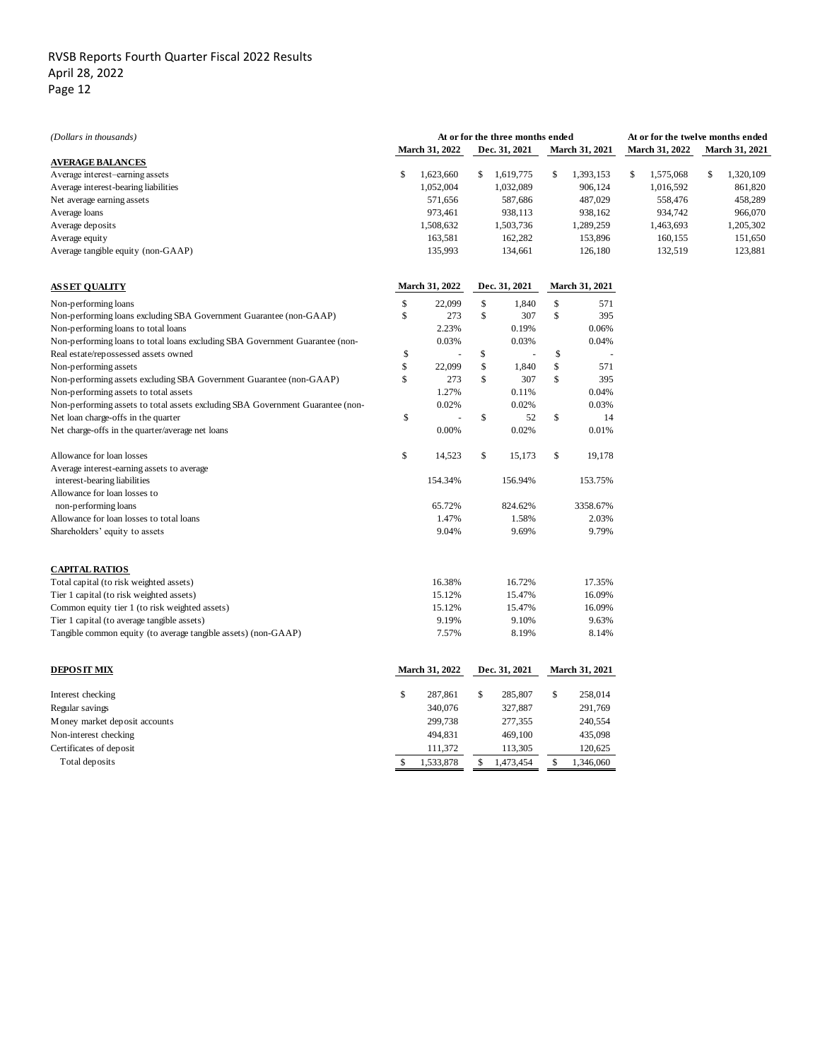RVSB Reports Fourth Quarter Fiscal 2022 Results
April 28, 2022

*(Dollars in thousands)*

| | At or for the three months ended | | | At or for the twelve months ended | |
|---|---|---|---|---|---|
| | March 31, 2022 | Dec. 31, 2021 | March 31, 2021 | March 31, 2022 | March 31, 2021 |
| **AVERAGE BALANCES** | | | | | |
| Average interest–earning assets | $ 1,623,660 | $ 1,619,775 | $ 1,393,153 | $ 1,575,068 | $ 1,320,109 |
| Average interest-bearing liabilities | 1,052,004 | 1,032,089 | 906,124 | 1,016,592 | 861,820 |
| Net average earning assets | 571,656 | 587,686 | 487,029 | 558,476 | 458,289 |
| Average loans | 973,461 | 938,113 | 938,162 | 934,742 | 966,070 |
| Average deposits | 1,508,632 | 1,503,736 | 1,289,259 | 1,463,693 | 1,205,302 |
| Average equity | 163,581 | 162,282 | 153,896 | 160,155 | 151,650 |
| Average tangible equity (non-GAAP) | 135,993 | 134,661 | 126,180 | 132,519 | 123,881 |

| **ASSET QUALITY** | March 31, 2022 | Dec. 31, 2021 | March 31, 2021 |
|---|---|---|---|
| Non-performing loans | $ 22,099 | $ 1,840 | $ 571 |
| Non-performing loans excluding SBA Government Guarantee (non-GAAP) | $ 273 | $ 307 | $ 395 |
| Non-performing loans to total loans | 2.23% | 0.19% | 0.06% |
| Non-performing loans to total loans excluding SBA Government Guarantee (non- | 0.03% | 0.03% | 0.04% |
| Real estate/repossessed assets owned | $ - | $ - | $ - |
| Non-performing assets | $ 22,099 | $ 1,840 | $ 571 |
| Non-performing assets excluding SBA Government Guarantee (non-GAAP) | $ 273 | $ 307 | $ 395 |
| Non-performing assets to total assets | 1.27% | 0.11% | 0.04% |
| Non-performing assets to total assets excluding SBA Government Guarantee (non- | 0.02% | 0.02% | 0.03% |
| Net loan charge-offs in the quarter | $ - | $ 52 | $ 14 |
| Net charge-offs in the quarter/average net loans | 0.00% | 0.02% | 0.01% |
| | | | |
| Allowance for loan losses | $ 14,523 | $ 15,173 | $ 19,178 |
| Average interest-earning assets to average interest-bearing liabilities | 154.34% | 156.94% | 153.75% |
| Allowance for loan losses to non-performing loans | 65.72% | 824.62% | 3358.67% |
| Allowance for loan losses to total loans | 1.47% | 1.58% | 2.03% |
| Shareholders' equity to assets | 9.04% | 9.69% | 9.79% |

| **CAPITAL RATIOS** | | | |
|---|---|---|---|
| Total capital (to risk weighted assets) | 16.38% | 16.72% | 17.35% |
| Tier 1 capital (to risk weighted assets) | 15.12% | 15.47% | 16.09% |
| Common equity tier 1 (to risk weighted assets) | 15.12% | 15.47% | 16.09% |
| Tier 1 capital (to average tangible assets) | 9.19% | 9.10% | 9.63% |
| Tangible common equity (to average tangible assets) (non-GAAP) | 7.57% | 8.19% | 8.14% |

| **DEPOSIT MIX** | March 31, 2022 | Dec. 31, 2021 | March 31, 2021 |
|---|---|---|---|
| Interest checking | $ 287,861 | $ 285,807 | $ 258,014 |
| Regular savings | 340,076 | 327,887 | 291,769 |
| Money market deposit accounts | 299,738 | 277,355 | 240,554 |
| Non-interest checking | 494,831 | 469,100 | 435,098 |
| Certificates of deposit | 111,372 | 113,305 | 120,625 |
| Total deposits | $ 1,533,878 | $ 1,473,454 | $ 1,346,060 |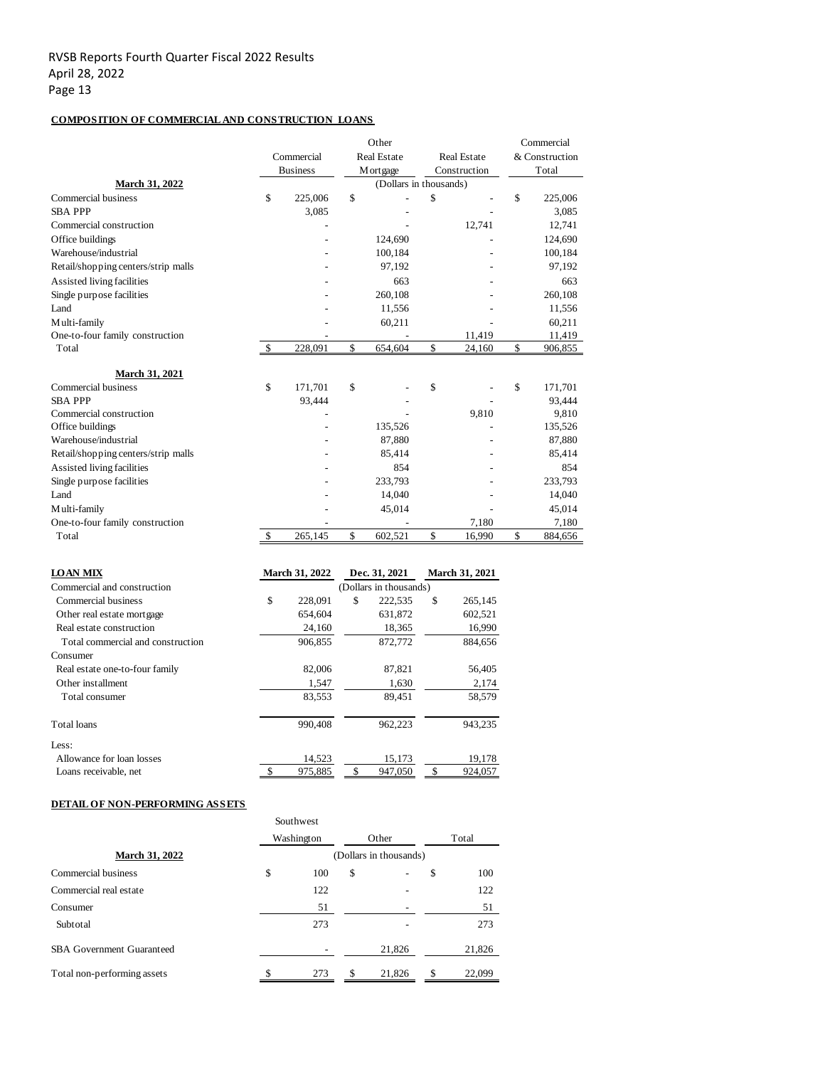**COMPOSITION OF COMMERCIAL AND CONSTRUCTION LOANS**

| | Commercial Business | Other Real Estate Mortgage | Real Estate Construction | Commercial & Construction Total |
|---|---|---|---|---|
| **March 31, 2022** | (Dollars in thousands) | | | |
| Commercial business | $ 225,006 | $ - | $ - | $ 225,006 |
| SBA PPP | 3,085 | - | - | 3,085 |
| Commercial construction | - | - | 12,741 | 12,741 |
| Office buildings | - | 124,690 | - | 124,690 |
| Warehouse/industrial | - | 100,184 | - | 100,184 |
| Retail/shopping centers/strip malls | - | 97,192 | - | 97,192 |
| Assisted living facilities | - | 663 | - | 663 |
| Single purpose facilities | - | 260,108 | - | 260,108 |
| Land | - | 11,556 | - | 11,556 |
| Multi-family | - | 60,211 | - | 60,211 |
| One-to-four family construction | - | - | 11,419 | 11,419 |
| Total | $ 228,091 | $ 654,604 | $ 24,160 | $ 906,855 |
| **March 31, 2021** | | | | |
| Commercial business | $ 171,701 | $ - | $ - | $ 171,701 |
| SBA PPP | 93,444 | - | - | 93,444 |
| Commercial construction | - | - | 9,810 | 9,810 |
| Office buildings | - | 135,526 | - | 135,526 |
| Warehouse/industrial | - | 87,880 | - | 87,880 |
| Retail/shopping centers/strip malls | - | 85,414 | - | 85,414 |
| Assisted living facilities | - | 854 | - | 854 |
| Single purpose facilities | - | 233,793 | - | 233,793 |
| Land | - | 14,040 | - | 14,040 |
| Multi-family | - | 45,014 | - | 45,014 |
| One-to-four family construction | - | - | 7,180 | 7,180 |
| Total | $ 265,145 | $ 602,521 | $ 16,990 | $ 884,656 |

| **LOAN MIX** | **March 31, 2022** | **Dec. 31, 2021** | **March 31, 2021** |
|---|---|---|---|
| Commercial and construction | (Dollars in thousands) | | |
| Commercial business | $ 228,091 | $ 222,535 | $ 265,145 |
| Other real estate mortgage | 654,604 | 631,872 | 602,521 |
| Real estate construction | 24,160 | 18,365 | 16,990 |
| Total commercial and construction | 906,855 | 872,772 | 884,656 |
| Consumer | | | |
| Real estate one-to-four family | 82,006 | 87,821 | 56,405 |
| Other installment | 1,547 | 1,630 | 2,174 |
| Total consumer | 83,553 | 89,451 | 58,579 |
| Total loans | 990,408 | 962,223 | 943,235 |
| Less: | | | |
| Allowance for loan losses | 14,523 | 15,173 | 19,178 |
| Loans receivable, net | $ 975,885 | $ 947,050 | $ 924,057 |

**DETAIL OF NON-PERFORMING ASSETS**

| | Southwest Washington | Other | Total |
|---|---|---|---|
| **March 31, 2022** | (Dollars in thousands) | | |
| Commercial business | $ 100 | $ - | $ 100 |
| Commercial real estate | 122 | - | 122 |
| Consumer | 51 | - | 51 |
| Subtotal | 273 | - | 273 |
| SBA Government Guaranteed | - | 21,826 | 21,826 |
| Total non-performing assets | $ 273 | $ 21,826 | $ 22,099 |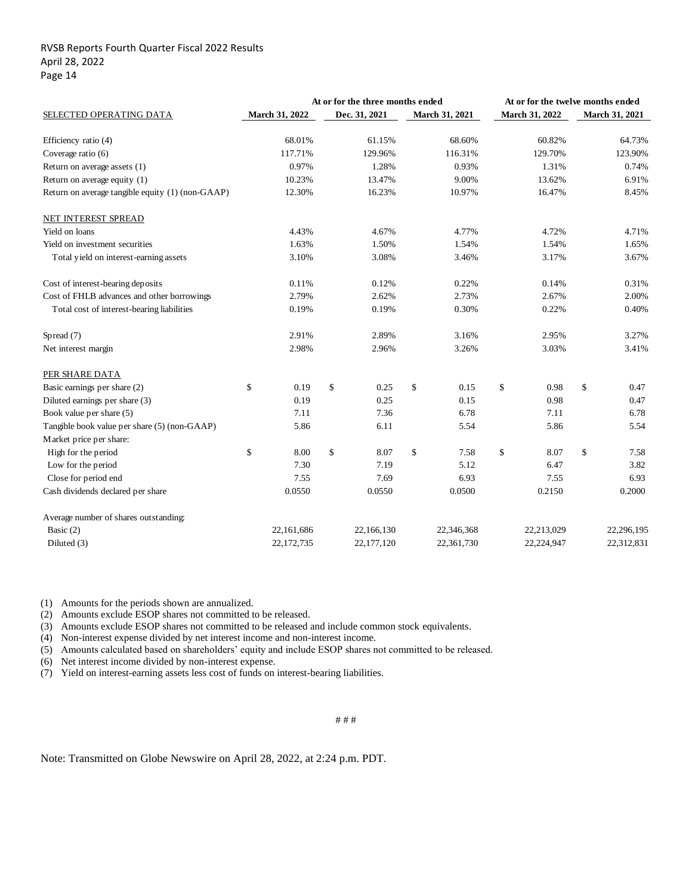| SELECTED OPERATING DATA | At or for the three months ended | | | At or for the twelve months ended | |
|---|---|---|---|---|---|
| | March 31, 2022 | Dec. 31, 2021 | March 31, 2021 | March 31, 2022 | March 31, 2021 |
| Efficiency ratio (4) | 68.01% | 61.15% | 68.60% | 60.82% | 64.73% |
| Coverage ratio (6) | 117.71% | 129.96% | 116.31% | 129.70% | 123.90% |
| Return on average assets (1) | 0.97% | 1.28% | 0.93% | 1.31% | 0.74% |
| Return on average equity (1) | 10.23% | 13.47% | 9.00% | 13.62% | 6.91% |
| Return on average tangible equity (1) (non-GAAP) | 12.30% | 16.23% | 10.97% | 16.47% | 8.45% |
| NET INTEREST SPREAD | | | | | |
| Yield on loans | 4.43% | 4.67% | 4.77% | 4.72% | 4.71% |
| Yield on investment securities | 1.63% | 1.50% | 1.54% | 1.54% | 1.65% |
| Total yield on interest-earning assets | 3.10% | 3.08% | 3.46% | 3.17% | 3.67% |
| Cost of interest-bearing deposits | 0.11% | 0.12% | 0.22% | 0.14% | 0.31% |
| Cost of FHLB advances and other borrowings | 2.79% | 2.62% | 2.73% | 2.67% | 2.00% |
| Total cost of interest-bearing liabilities | 0.19% | 0.19% | 0.30% | 0.22% | 0.40% |
| Spread (7) | 2.91% | 2.89% | 3.16% | 2.95% | 3.27% |
| Net interest margin | 2.98% | 2.96% | 3.26% | 3.03% | 3.41% |
| PER SHARE DATA | | | | | |
| Basic earnings per share (2) | $ 0.19 | $ 0.25 | $ 0.15 | $ 0.98 | $ 0.47 |
| Diluted earnings per share (3) | 0.19 | 0.25 | 0.15 | 0.98 | 0.47 |
| Book value per share (5) | 7.11 | 7.36 | 6.78 | 7.11 | 6.78 |
| Tangible book value per share (5) (non-GAAP) | 5.86 | 6.11 | 5.54 | 5.86 | 5.54 |
| Market price per share: | | | | | |
| High for the period | $ 8.00 | $ 8.07 | $ 7.58 | $ 8.07 | $ 7.58 |
| Low for the period | 7.30 | 7.19 | 5.12 | 6.47 | 3.82 |
| Close for period end | 7.55 | 7.69 | 6.93 | 7.55 | 6.93 |
| Cash dividends declared per share | 0.0550 | 0.0550 | 0.0500 | 0.2150 | 0.2000 |
| Average number of shares outstanding: | | | | | |
| Basic (2) | 22,161,686 | 22,166,130 | 22,346,368 | 22,213,029 | 22,296,195 |
| Diluted (3) | 22,172,735 | 22,177,120 | 22,361,730 | 22,224,947 | 22,312,831 |

(1) Amounts for the periods shown are annualized.
(2) Amounts exclude ESOP shares not committed to be released.
(3) Amounts exclude ESOP shares not committed to be released and include common stock equivalents.
(4) Non-interest expense divided by net interest income and non-interest income.
(5) Amounts calculated based on shareholders' equity and include ESOP shares not committed to be released.
(6) Net interest income divided by non-interest expense.
(7) Yield on interest-earning assets less cost of funds on interest-bearing liabilities.

# # #

Note: Transmitted on Globe Newswire on April 28, 2022, at 2:24 p.m. PDT.